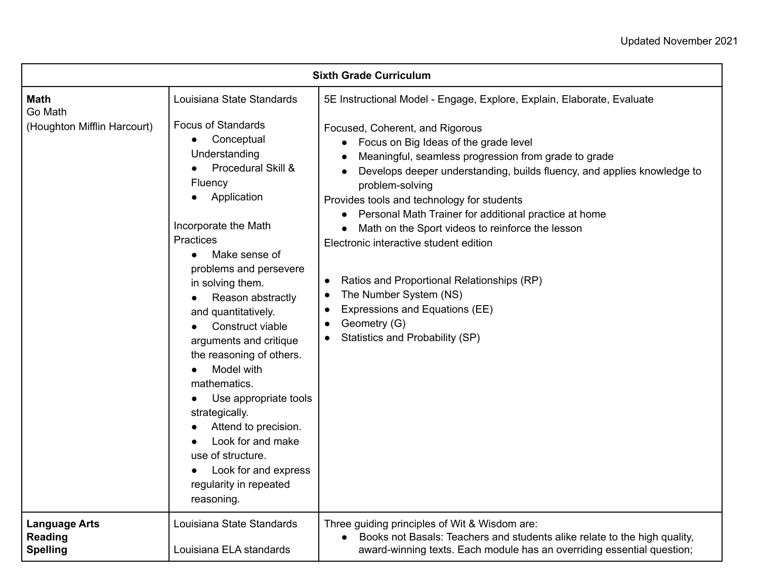Updated November 2021

| Sixth Grade Curriculum | | |
|---|---|---|
| **Math**<br>Go Math<br>(Houghton Mifflin Harcourt) | Louisiana State Standards<br><br>Focus of Standards<br>● Conceptual Understanding<br>● Procedural Skill & Fluency<br>● Application<br><br>Incorporate the Math Practices<br>● Make sense of problems and persevere in solving them.<br>● Reason abstractly and quantitatively.<br>● Construct viable arguments and critique the reasoning of others.<br>● Model with mathematics.<br>● Use appropriate tools strategically.<br>● Attend to precision.<br>● Look for and make use of structure.<br>● Look for and express regularity in repeated reasoning. | 5E Instructional Model - Engage, Explore, Explain, Elaborate, Evaluate<br><br>Focused, Coherent, and Rigorous<br>● Focus on Big Ideas of the grade level<br>● Meaningful, seamless progression from grade to grade<br>● Develops deeper understanding, builds fluency, and applies knowledge to problem-solving<br>Provides tools and technology for students<br>● Personal Math Trainer for additional practice at home<br>● Math on the Sport videos to reinforce the lesson<br>Electronic interactive student edition<br><br>● Ratios and Proportional Relationships (RP)<br>● The Number System (NS)<br>● Expressions and Equations (EE)<br>● Geometry (G)<br>● Statistics and Probability (SP) |
| **Language Arts**<br>**Reading**<br>**Spelling** | Louisiana State Standards<br><br>Louisiana ELA standards | Three guiding principles of Wit & Wisdom are:<br>● Books not Basals: Teachers and students alike relate to the high quality, award-winning texts. Each module has an overriding essential question; |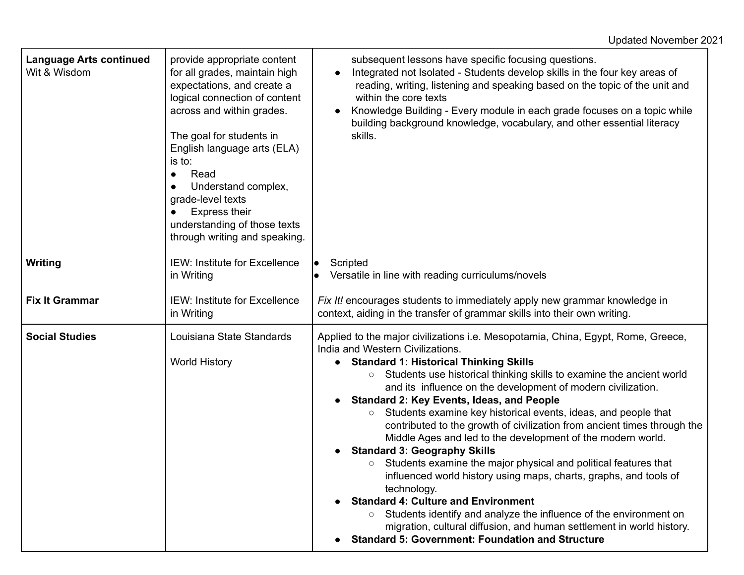| | | |
|---|---|---|
| **Language Arts continued**<br>Wit & Wisdom | provide appropriate content for all grades, maintain high expectations, and create a logical connection of content across and within grades.<br><br>The goal for students in English language arts (ELA) is to:<br>● Read<br>● Understand complex, grade-level texts<br>● Express their understanding of those texts through writing and speaking. | subsequent lessons have specific focusing questions.<br>● Integrated not Isolated - Students develop skills in the four key areas of reading, writing, listening and speaking based on the topic of the unit and within the core texts<br>● Knowledge Building - Every module in each grade focuses on a topic while building background knowledge, vocabulary, and other essential literacy skills. |
| **Writing** | IEW: Institute for Excellence in Writing | ● Scripted<br>● Versatile in line with reading curriculums/novels |
| **Fix It Grammar** | IEW: Institute for Excellence in Writing | *Fix It!* encourages students to immediately apply new grammar knowledge in context, aiding in the transfer of grammar skills into their own writing. |
| **Social Studies** | Louisiana State Standards<br><br>World History | Applied to the major civilizations i.e. Mesopotamia, China, Egypt, Rome, Greece, India and Western Civilizations.<br>● **Standard 1: Historical Thinking Skills**<br>○ Students use historical thinking skills to examine the ancient world and its influence on the development of modern civilization.<br>● **Standard 2: Key Events, Ideas, and People**<br>○ Students examine key historical events, ideas, and people that contributed to the growth of civilization from ancient times through the Middle Ages and led to the development of the modern world.<br>● **Standard 3: Geography Skills**<br>○ Students examine the major physical and political features that influenced world history using maps, charts, graphs, and tools of technology.<br>● **Standard 4: Culture and Environment**<br>○ Students identify and analyze the influence of the environment on migration, cultural diffusion, and human settlement in world history.<br>● **Standard 5: Government: Foundation and Structure** |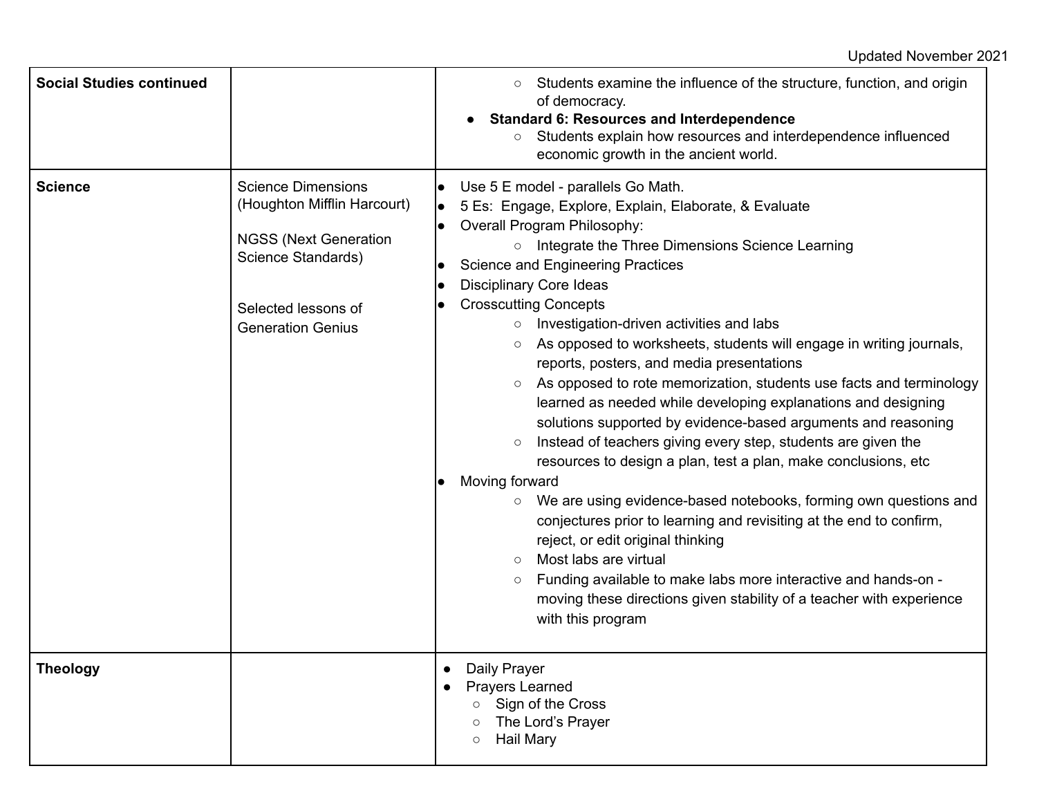| | | |
|---|---|---|
| **Social Studies continued** | | ○ Students examine the influence of the structure, function, and origin of democracy.<br>● **Standard 6: Resources and Interdependence**<br>○ Students explain how resources and interdependence influenced economic growth in the ancient world. |
| **Science** | Science Dimensions (Houghton Mifflin Harcourt)<br><br>NGSS (Next Generation Science Standards)<br><br>Selected lessons of Generation Genius | ● Use 5 E model - parallels Go Math.<br>● 5 Es: Engage, Explore, Explain, Elaborate, & Evaluate<br>● Overall Program Philosophy:<br>○ Integrate the Three Dimensions Science Learning<br>● Science and Engineering Practices<br>● Disciplinary Core Ideas<br>● Crosscutting Concepts<br>○ Investigation-driven activities and labs<br>○ As opposed to worksheets, students will engage in writing journals, reports, posters, and media presentations<br>○ As opposed to rote memorization, students use facts and terminology learned as needed while developing explanations and designing solutions supported by evidence-based arguments and reasoning<br>○ Instead of teachers giving every step, students are given the resources to design a plan, test a plan, make conclusions, etc<br>● Moving forward<br>○ We are using evidence-based notebooks, forming own questions and conjectures prior to learning and revisiting at the end to confirm, reject, or edit original thinking<br>○ Most labs are virtual<br>○ Funding available to make labs more interactive and hands-on - moving these directions given stability of a teacher with experience with this program |
| **Theology** | | ● Daily Prayer<br>● Prayers Learned<br>○ Sign of the Cross<br>○ The Lord's Prayer<br>○ Hail Mary |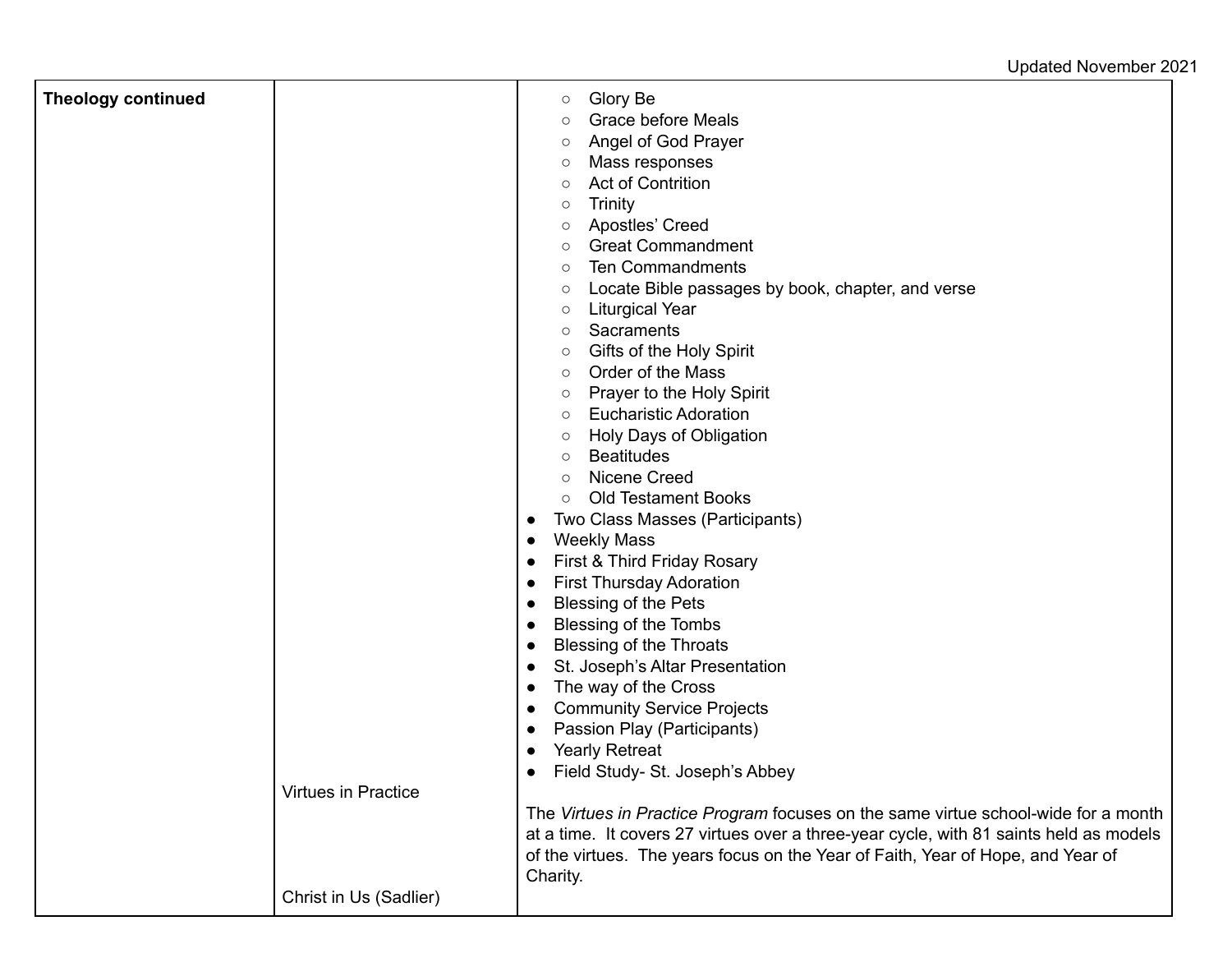| Theology continued | | ○ Glory Be<br>○ Grace before Meals<br>○ Angel of God Prayer<br>○ Mass responses<br>○ Act of Contrition<br>○ Trinity<br>○ Apostles' Creed<br>○ Great Commandment<br>○ Ten Commandments<br>○ Locate Bible passages by book, chapter, and verse<br>○ Liturgical Year<br>○ Sacraments<br>○ Gifts of the Holy Spirit<br>○ Order of the Mass<br>○ Prayer to the Holy Spirit<br>○ Eucharistic Adoration<br>○ Holy Days of Obligation<br>○ Beatitudes<br>○ Nicene Creed<br>○ Old Testament Books<br>● Two Class Masses (Participants)<br>● Weekly Mass<br>● First & Third Friday Rosary<br>● First Thursday Adoration<br>● Blessing of the Pets<br>● Blessing of the Tombs<br>● Blessing of the Throats<br>● St. Joseph's Altar Presentation<br>● The way of the Cross<br>● Community Service Projects<br>● Passion Play (Participants)<br>● Yearly Retreat<br>● Field Study- St. Joseph's Abbey |
|---|---|---|
| | Virtues in Practice | The *Virtues in Practice Program* focuses on the same virtue school-wide for a month at a time. It covers 27 virtues over a three-year cycle, with 81 saints held as models of the virtues. The years focus on the Year of Faith, Year of Hope, and Year of Charity. |
| | Christ in Us (Sadlier) | |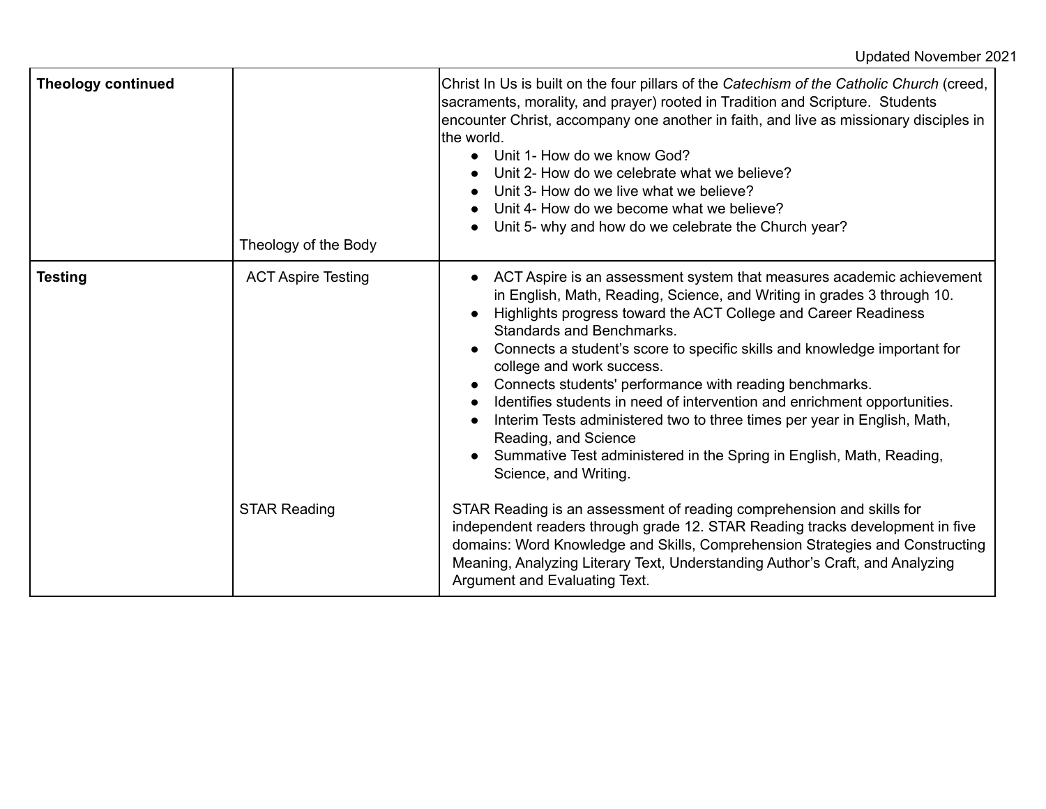Updated November 2021

| | | |
|---|---|---|
| **Theology continued** | Theology of the Body | Christ In Us is built on the four pillars of the *Catechism of the Catholic Church* (creed, sacraments, morality, and prayer) rooted in Tradition and Scripture. Students encounter Christ, accompany one another in faith, and live as missionary disciples in the world.<br>• Unit 1- How do we know God?<br>• Unit 2- How do we celebrate what we believe?<br>• Unit 3- How do we live what we believe?<br>• Unit 4- How do we become what we believe?<br>• Unit 5- why and how do we celebrate the Church year? |
| **Testing** | ACT Aspire Testing | • ACT Aspire is an assessment system that measures academic achievement in English, Math, Reading, Science, and Writing in grades 3 through 10.<br>• Highlights progress toward the ACT College and Career Readiness Standards and Benchmarks.<br>• Connects a student's score to specific skills and knowledge important for college and work success.<br>• Connects students' performance with reading benchmarks.<br>• Identifies students in need of intervention and enrichment opportunities.<br>• Interim Tests administered two to three times per year in English, Math, Reading, and Science<br>• Summative Test administered in the Spring in English, Math, Reading, Science, and Writing. |
| | STAR Reading | STAR Reading is an assessment of reading comprehension and skills for independent readers through grade 12. STAR Reading tracks development in five domains: Word Knowledge and Skills, Comprehension Strategies and Constructing Meaning, Analyzing Literary Text, Understanding Author's Craft, and Analyzing Argument and Evaluating Text. |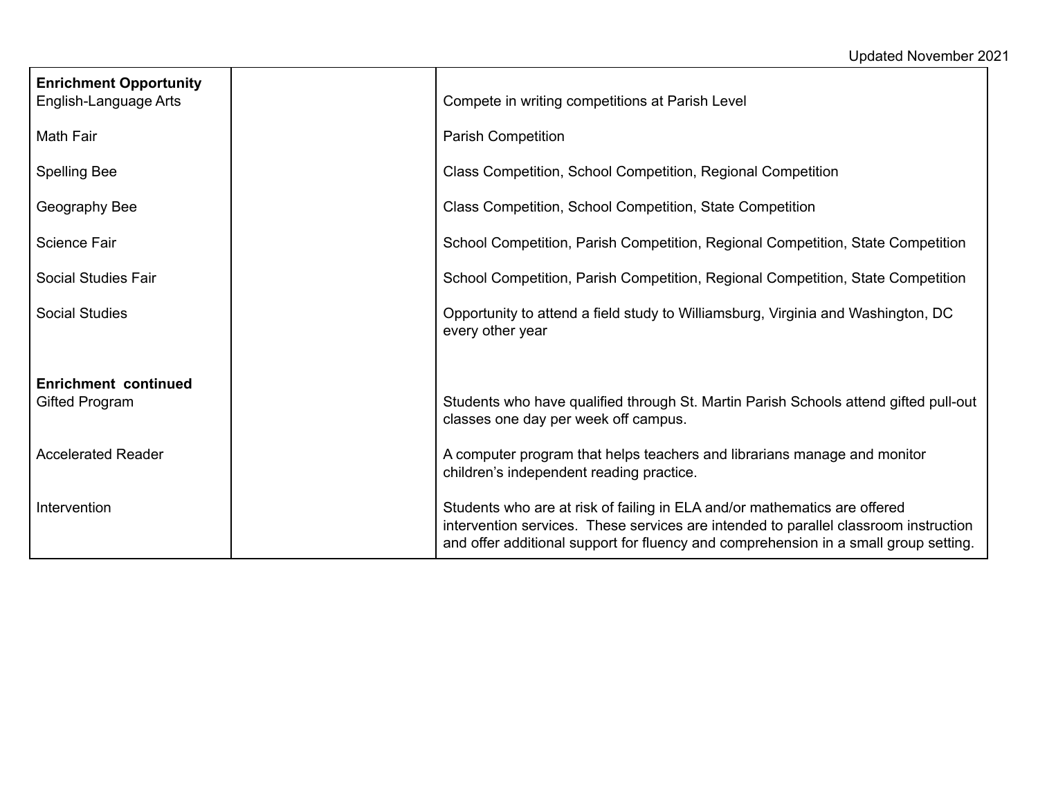Updated November 2021

| | | |
|---|---|---|
| **Enrichment Opportunity**<br>English-Language Arts | | Compete in writing competitions at Parish Level |
| Math Fair | | Parish Competition |
| Spelling Bee | | Class Competition, School Competition, Regional Competition |
| Geography Bee | | Class Competition, School Competition, State Competition |
| Science Fair | | School Competition, Parish Competition, Regional Competition, State Competition |
| Social Studies Fair | | School Competition, Parish Competition, Regional Competition, State Competition |
| Social Studies | | Opportunity to attend a field study to Williamsburg, Virginia and Washington, DC every other year |
| **Enrichment continued**<br>Gifted Program | | Students who have qualified through St. Martin Parish Schools attend gifted pull-out classes one day per week off campus. |
| Accelerated Reader | | A computer program that helps teachers and librarians manage and monitor children's independent reading practice. |
| Intervention | | Students who are at risk of failing in ELA and/or mathematics are offered intervention services. These services are intended to parallel classroom instruction and offer additional support for fluency and comprehension in a small group setting. |